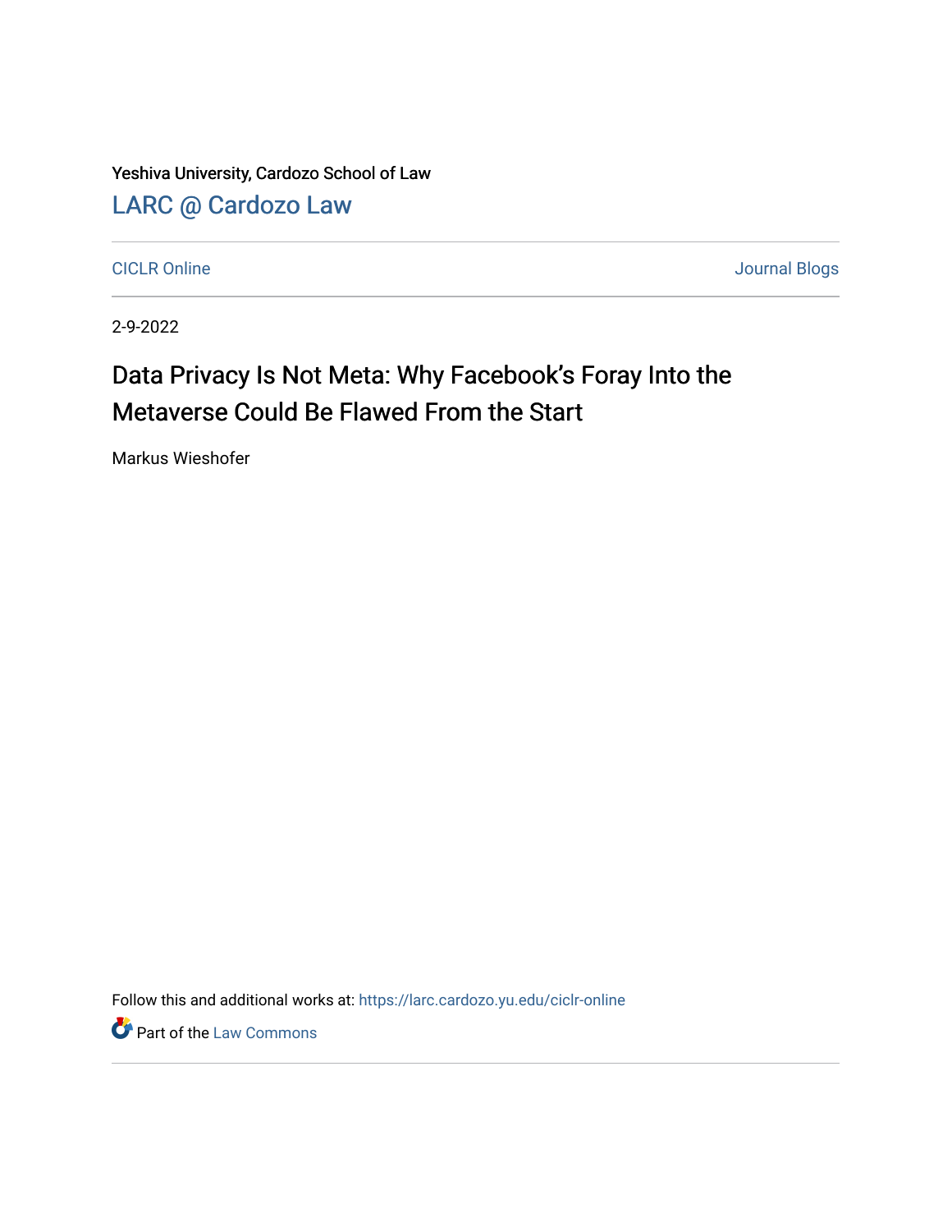Yeshiva University, Cardozo School of Law

LARC @ Cardozo Law

CICLR Online

Journal Blogs

2-9-2022

# Data Privacy Is Not Meta: Why Facebook's Foray Into the Metaverse Could Be Flawed From the Start

Markus Wieshofer

Follow this and additional works at: https://larc.cardozo.yu.edu/ciclr-online

Part of the Law Commons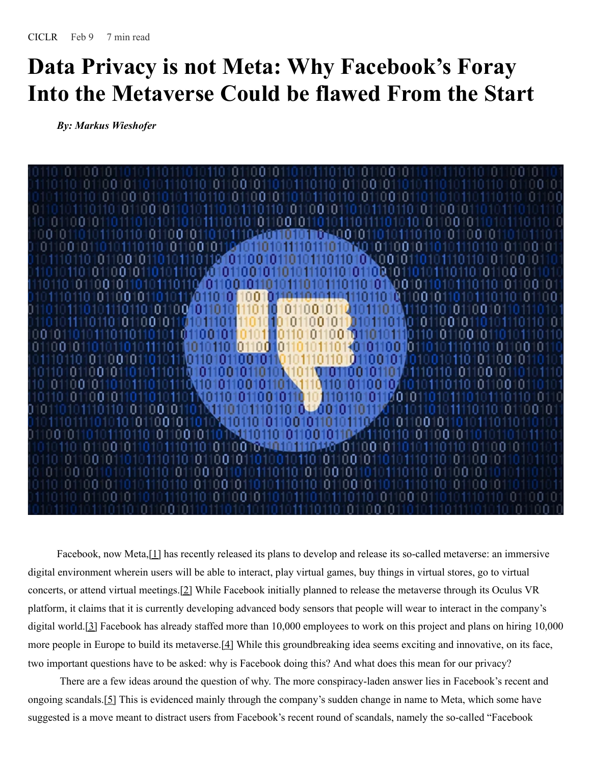CICLR Feb 9 7 min read

# Data Privacy is not Meta: Why Facebook's Foray Into the Metaverse Could be flawed From the Start

***By: Markus Wieshofer***

Facebook, now Meta,[1] has recently released its plans to develop and release its so-called metaverse: an immersive digital environment wherein users will be able to interact, play virtual games, buy things in virtual stores, go to virtual concerts, or attend virtual meetings.[2] While Facebook initially planned to release the metaverse through its Oculus VR platform, it claims that it is currently developing advanced body sensors that people will wear to interact in the company's digital world.[3] Facebook has already staffed more than 10,000 employees to work on this project and plans on hiring 10,000 more people in Europe to build its metaverse.[4] While this groundbreaking idea seems exciting and innovative, on its face, two important questions have to be asked: why is Facebook doing this? And what does this mean for our privacy?

There are a few ideas around the question of why. The more conspiracy-laden answer lies in Facebook's recent and ongoing scandals.[5] This is evidenced mainly through the company's sudden change in name to Meta, which some have suggested is a move meant to distract users from Facebook's recent round of scandals, namely the so-called "Facebook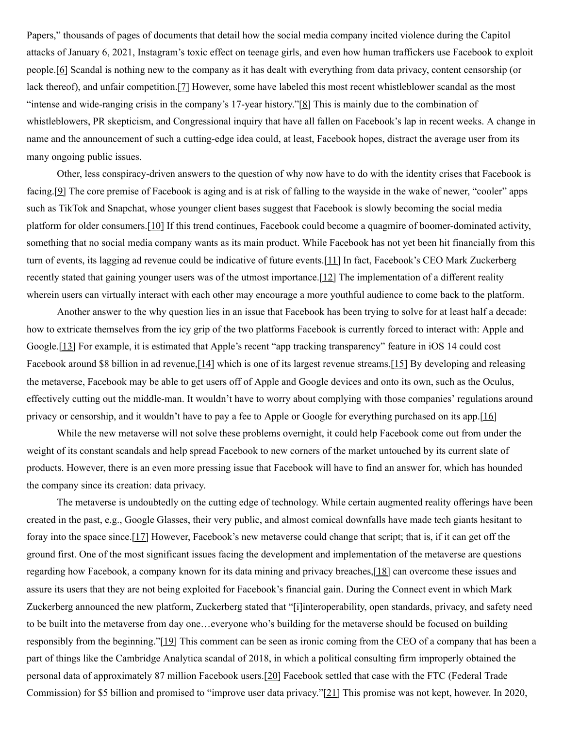Papers," thousands of pages of documents that detail how the social media company incited violence during the Capitol attacks of January 6, 2021, Instagram's toxic effect on teenage girls, and even how human traffickers use Facebook to exploit people.[6] Scandal is nothing new to the company as it has dealt with everything from data privacy, content censorship (or lack thereof), and unfair competition.[7] However, some have labeled this most recent whistleblower scandal as the most "intense and wide-ranging crisis in the company's 17-year history."[8] This is mainly due to the combination of whistleblowers, PR skepticism, and Congressional inquiry that have all fallen on Facebook's lap in recent weeks. A change in name and the announcement of such a cutting-edge idea could, at least, Facebook hopes, distract the average user from its many ongoing public issues.

Other, less conspiracy-driven answers to the question of why now have to do with the identity crises that Facebook is facing.[9] The core premise of Facebook is aging and is at risk of falling to the wayside in the wake of newer, "cooler" apps such as TikTok and Snapchat, whose younger client bases suggest that Facebook is slowly becoming the social media platform for older consumers.[10] If this trend continues, Facebook could become a quagmire of boomer-dominated activity, something that no social media company wants as its main product. While Facebook has not yet been hit financially from this turn of events, its lagging ad revenue could be indicative of future events.[11] In fact, Facebook's CEO Mark Zuckerberg recently stated that gaining younger users was of the utmost importance.[12] The implementation of a different reality wherein users can virtually interact with each other may encourage a more youthful audience to come back to the platform.

Another answer to the why question lies in an issue that Facebook has been trying to solve for at least half a decade: how to extricate themselves from the icy grip of the two platforms Facebook is currently forced to interact with: Apple and Google.[13] For example, it is estimated that Apple's recent "app tracking transparency" feature in iOS 14 could cost Facebook around $8 billion in ad revenue,[14] which is one of its largest revenue streams.[15] By developing and releasing the metaverse, Facebook may be able to get users off of Apple and Google devices and onto its own, such as the Oculus, effectively cutting out the middle-man. It wouldn't have to worry about complying with those companies' regulations around privacy or censorship, and it wouldn't have to pay a fee to Apple or Google for everything purchased on its app.[16]

While the new metaverse will not solve these problems overnight, it could help Facebook come out from under the weight of its constant scandals and help spread Facebook to new corners of the market untouched by its current slate of products. However, there is an even more pressing issue that Facebook will have to find an answer for, which has hounded the company since its creation: data privacy.

The metaverse is undoubtedly on the cutting edge of technology. While certain augmented reality offerings have been created in the past, e.g., Google Glasses, their very public, and almost comical downfalls have made tech giants hesitant to foray into the space since.[17] However, Facebook's new metaverse could change that script; that is, if it can get off the ground first. One of the most significant issues facing the development and implementation of the metaverse are questions regarding how Facebook, a company known for its data mining and privacy breaches,[18] can overcome these issues and assure its users that they are not being exploited for Facebook's financial gain. During the Connect event in which Mark Zuckerberg announced the new platform, Zuckerberg stated that "[i]interoperability, open standards, privacy, and safety need to be built into the metaverse from day one…everyone who's building for the metaverse should be focused on building responsibly from the beginning."[19] This comment can be seen as ironic coming from the CEO of a company that has been a part of things like the Cambridge Analytica scandal of 2018, in which a political consulting firm improperly obtained the personal data of approximately 87 million Facebook users.[20] Facebook settled that case with the FTC (Federal Trade Commission) for $5 billion and promised to "improve user data privacy."[21] This promise was not kept, however. In 2020,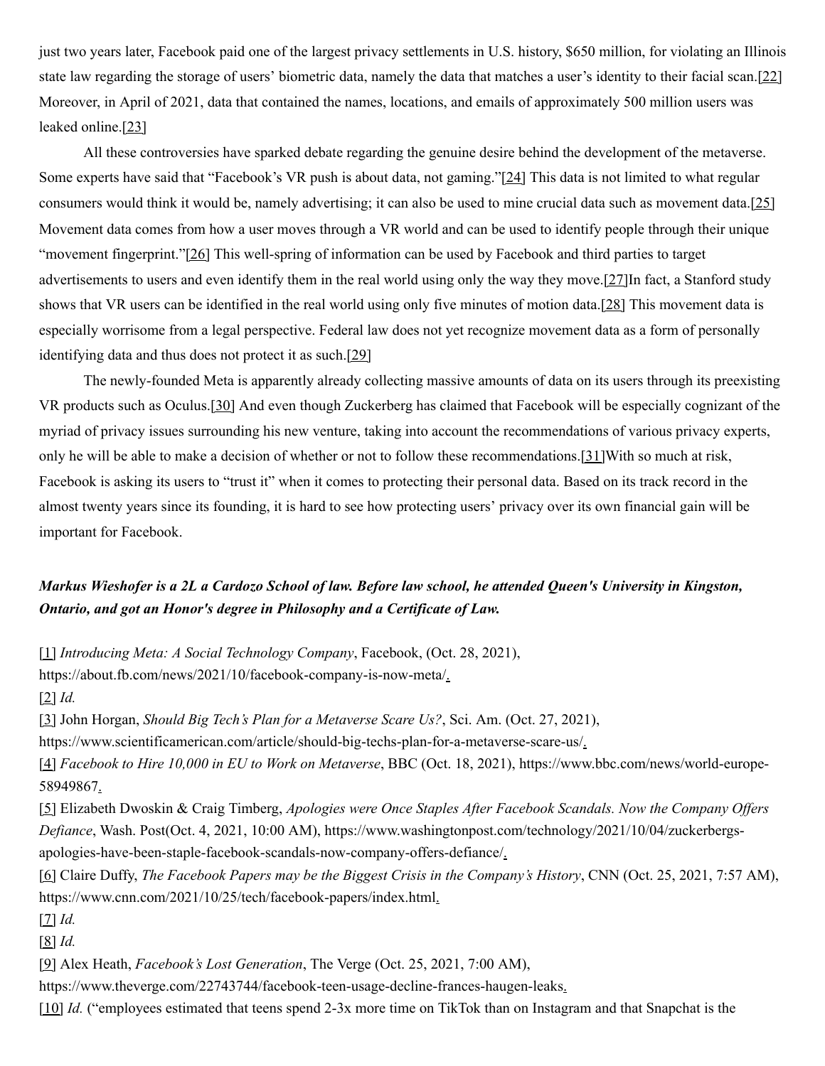just two years later, Facebook paid one of the largest privacy settlements in U.S. history, $650 million, for violating an Illinois state law regarding the storage of users' biometric data, namely the data that matches a user's identity to their facial scan.[22] Moreover, in April of 2021, data that contained the names, locations, and emails of approximately 500 million users was leaked online.[23]

All these controversies have sparked debate regarding the genuine desire behind the development of the metaverse. Some experts have said that "Facebook's VR push is about data, not gaming."[24] This data is not limited to what regular consumers would think it would be, namely advertising; it can also be used to mine crucial data such as movement data.[25] Movement data comes from how a user moves through a VR world and can be used to identify people through their unique "movement fingerprint."[26] This well-spring of information can be used by Facebook and third parties to target advertisements to users and even identify them in the real world using only the way they move.[27]In fact, a Stanford study shows that VR users can be identified in the real world using only five minutes of motion data.[28] This movement data is especially worrisome from a legal perspective. Federal law does not yet recognize movement data as a form of personally identifying data and thus does not protect it as such.[29]

The newly-founded Meta is apparently already collecting massive amounts of data on its users through its preexisting VR products such as Oculus.[30] And even though Zuckerberg has claimed that Facebook will be especially cognizant of the myriad of privacy issues surrounding his new venture, taking into account the recommendations of various privacy experts, only he will be able to make a decision of whether or not to follow these recommendations.[31]With so much at risk, Facebook is asking its users to "trust it" when it comes to protecting their personal data. Based on its track record in the almost twenty years since its founding, it is hard to see how protecting users' privacy over its own financial gain will be important for Facebook.

***Markus Wieshofer is a 2L a Cardozo School of law. Before law school, he attended Queen's University in Kingston, Ontario, and got an Honor's degree in Philosophy and a Certificate of Law.***

[1] *Introducing Meta: A Social Technology Company*, Facebook, (Oct. 28, 2021), https://about.fb.com/news/2021/10/facebook-company-is-now-meta/.

[2] *Id.*

[3] John Horgan, *Should Big Tech's Plan for a Metaverse Scare Us?*, Sci. Am. (Oct. 27, 2021), https://www.scientificamerican.com/article/should-big-techs-plan-for-a-metaverse-scare-us/.

[4] *Facebook to Hire 10,000 in EU to Work on Metaverse*, BBC (Oct. 18, 2021), https://www.bbc.com/news/world-europe-58949867.

[5] Elizabeth Dwoskin & Craig Timberg, *Apologies were Once Staples After Facebook Scandals. Now the Company Offers Defiance*, Wash. Post(Oct. 4, 2021, 10:00 AM), https://www.washingtonpost.com/technology/2021/10/04/zuckerbergs-apologies-have-been-staple-facebook-scandals-now-company-offers-defiance/.

[6] Claire Duffy, *The Facebook Papers may be the Biggest Crisis in the Company's History*, CNN (Oct. 25, 2021, 7:57 AM), https://www.cnn.com/2021/10/25/tech/facebook-papers/index.html.

[7] *Id.*

[8] *Id.*

[9] Alex Heath, *Facebook's Lost Generation*, The Verge (Oct. 25, 2021, 7:00 AM), https://www.theverge.com/22743744/facebook-teen-usage-decline-frances-haugen-leaks.

[10] *Id.* ("employees estimated that teens spend 2-3x more time on TikTok than on Instagram and that Snapchat is the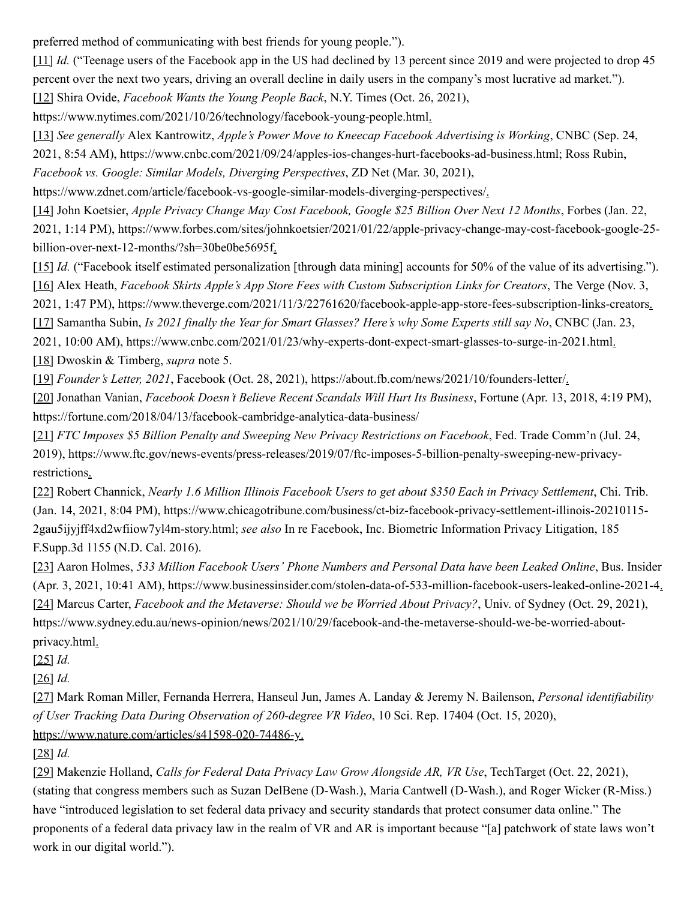preferred method of communicating with best friends for young people.").

[11] *Id.* ("Teenage users of the Facebook app in the US had declined by 13 percent since 2019 and were projected to drop 45 percent over the next two years, driving an overall decline in daily users in the company's most lucrative ad market.").

[12] Shira Ovide, *Facebook Wants the Young People Back*, N.Y. Times (Oct. 26, 2021), https://www.nytimes.com/2021/10/26/technology/facebook-young-people.html.

[13] *See generally* Alex Kantrowitz, *Apple's Power Move to Kneecap Facebook Advertising is Working*, CNBC (Sep. 24, 2021, 8:54 AM), https://www.cnbc.com/2021/09/24/apples-ios-changes-hurt-facebooks-ad-business.html; Ross Rubin, *Facebook vs. Google: Similar Models, Diverging Perspectives*, ZD Net (Mar. 30, 2021), https://www.zdnet.com/article/facebook-vs-google-similar-models-diverging-perspectives/.

[14] John Koetsier, *Apple Privacy Change May Cost Facebook, Google $25 Billion Over Next 12 Months*, Forbes (Jan. 22, 2021, 1:14 PM), https://www.forbes.com/sites/johnkoetsier/2021/01/22/apple-privacy-change-may-cost-facebook-google-25-billion-over-next-12-months/?sh=30be0be5695f.

[15] *Id.* ("Facebook itself estimated personalization [through data mining] accounts for 50% of the value of its advertising.").

[16] Alex Heath, *Facebook Skirts Apple's App Store Fees with Custom Subscription Links for Creators*, The Verge (Nov. 3, 2021, 1:47 PM), https://www.theverge.com/2021/11/3/22761620/facebook-apple-app-store-fees-subscription-links-creators.

[17] Samantha Subin, *Is 2021 finally the Year for Smart Glasses? Here's why Some Experts still say No*, CNBC (Jan. 23, 2021, 10:00 AM), https://www.cnbc.com/2021/01/23/why-experts-dont-expect-smart-glasses-to-surge-in-2021.html.

[18] Dwoskin & Timberg, *supra* note 5.

[19] *Founder's Letter, 2021*, Facebook (Oct. 28, 2021), https://about.fb.com/news/2021/10/founders-letter/.

[20] Jonathan Vanian, *Facebook Doesn't Believe Recent Scandals Will Hurt Its Business*, Fortune (Apr. 13, 2018, 4:19 PM), https://fortune.com/2018/04/13/facebook-cambridge-analytica-data-business/

[21] *FTC Imposes $5 Billion Penalty and Sweeping New Privacy Restrictions on Facebook*, Fed. Trade Comm'n (Jul. 24, 2019), https://www.ftc.gov/news-events/press-releases/2019/07/ftc-imposes-5-billion-penalty-sweeping-new-privacy-restrictions.

[22] Robert Channick, *Nearly 1.6 Million Illinois Facebook Users to get about $350 Each in Privacy Settlement*, Chi. Trib. (Jan. 14, 2021, 8:04 PM), https://www.chicagotribune.com/business/ct-biz-facebook-privacy-settlement-illinois-20210115-2gau5ijyjff4xd2wfiiow7yl4m-story.html; *see also* In re Facebook, Inc. Biometric Information Privacy Litigation, 185 F.Supp.3d 1155 (N.D. Cal. 2016).

[23] Aaron Holmes, *533 Million Facebook Users' Phone Numbers and Personal Data have been Leaked Online*, Bus. Insider (Apr. 3, 2021, 10:41 AM), https://www.businessinsider.com/stolen-data-of-533-million-facebook-users-leaked-online-2021-4.

[24] Marcus Carter, *Facebook and the Metaverse: Should we be Worried About Privacy?*, Univ. of Sydney (Oct. 29, 2021), https://www.sydney.edu.au/news-opinion/news/2021/10/29/facebook-and-the-metaverse-should-we-be-worried-about-privacy.html.

[25] *Id.*

[26] *Id.*

[27] Mark Roman Miller, Fernanda Herrera, Hanseul Jun, James A. Landay & Jeremy N. Bailenson, *Personal identifiability of User Tracking Data During Observation of 260-degree VR Video*, 10 Sci. Rep. 17404 (Oct. 15, 2020), https://www.nature.com/articles/s41598-020-74486-y.

[28] *Id.*

[29] Makenzie Holland, *Calls for Federal Data Privacy Law Grow Alongside AR, VR Use*, TechTarget (Oct. 22, 2021), (stating that congress members such as Suzan DelBene (D-Wash.), Maria Cantwell (D-Wash.), and Roger Wicker (R-Miss.) have "introduced legislation to set federal data privacy and security standards that protect consumer data online." The proponents of a federal data privacy law in the realm of VR and AR is important because "[a] patchwork of state laws won't work in our digital world.").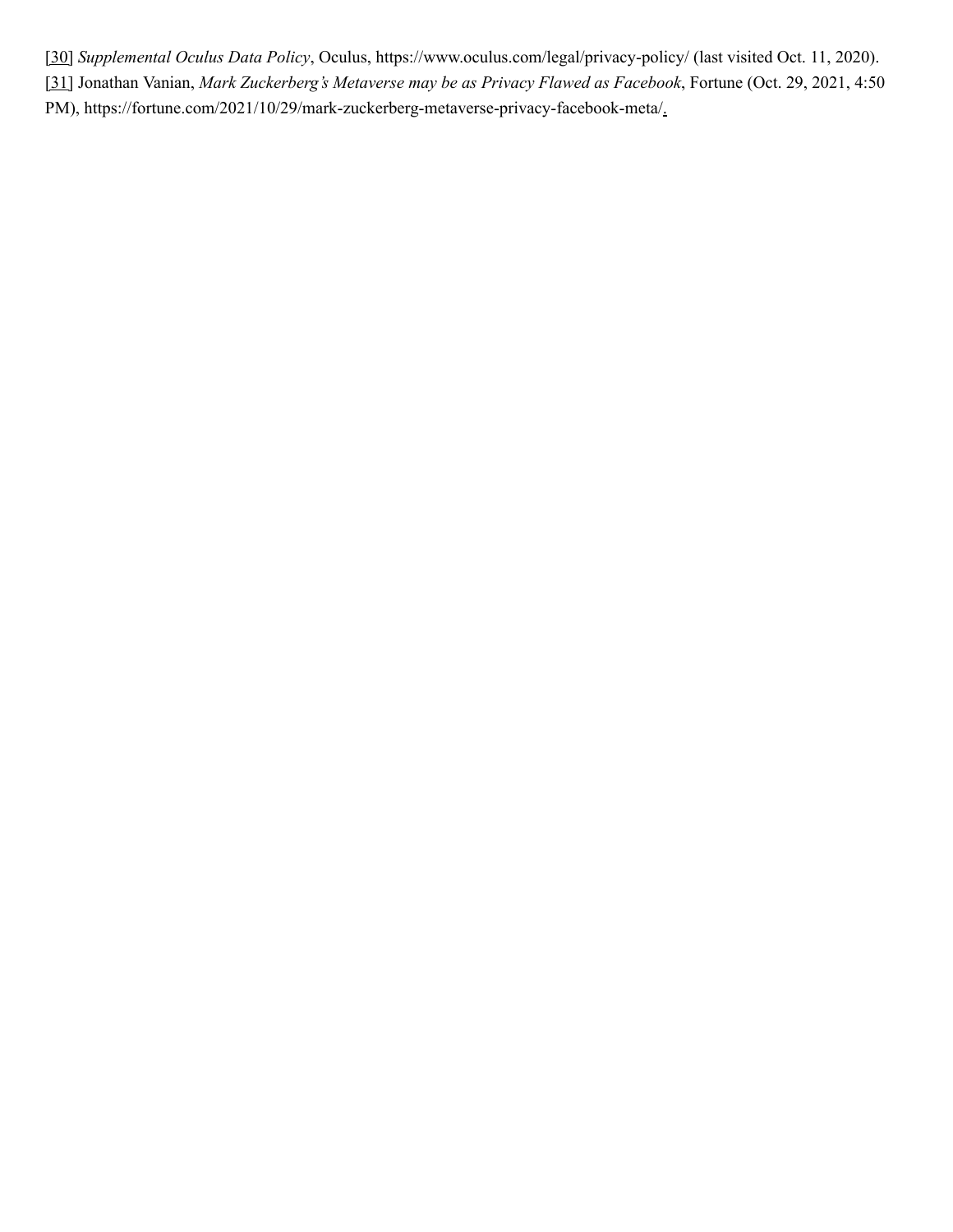[30] *Supplemental Oculus Data Policy*, Oculus, https://www.oculus.com/legal/privacy-policy/ (last visited Oct. 11, 2020).
[31] Jonathan Vanian, *Mark Zuckerberg's Metaverse may be as Privacy Flawed as Facebook*, Fortune (Oct. 29, 2021, 4:50 PM), https://fortune.com/2021/10/29/mark-zuckerberg-metaverse-privacy-facebook-meta/.